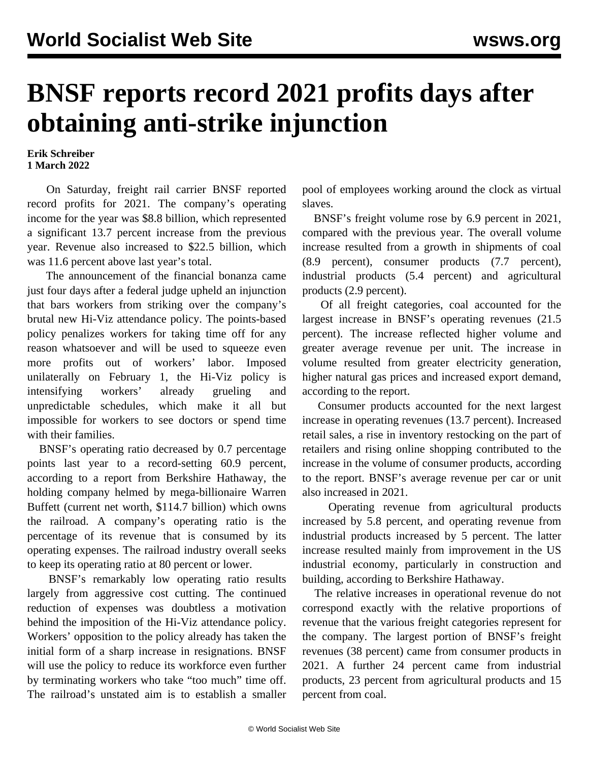# BNSF reports record 2021 profits days after obtaining anti-strike injunction

**Erik Schreiber**
**1 March 2022**

On Saturday, freight rail carrier BNSF reported record profits for 2021. The company's operating income for the year was $8.8 billion, which represented a significant 13.7 percent increase from the previous year. Revenue also increased to $22.5 billion, which was 11.6 percent above last year's total.

The announcement of the financial bonanza came just four days after a federal judge upheld an injunction that bars workers from striking over the company's brutal new Hi-Viz attendance policy. The points-based policy penalizes workers for taking time off for any reason whatsoever and will be used to squeeze even more profits out of workers' labor. Imposed unilaterally on February 1, the Hi-Viz policy is intensifying workers' already grueling and unpredictable schedules, which make it all but impossible for workers to see doctors or spend time with their families.

BNSF's operating ratio decreased by 0.7 percentage points last year to a record-setting 60.9 percent, according to a report from Berkshire Hathaway, the holding company helmed by mega-billionaire Warren Buffett (current net worth, $114.7 billion) which owns the railroad. A company's operating ratio is the percentage of its revenue that is consumed by its operating expenses. The railroad industry overall seeks to keep its operating ratio at 80 percent or lower.

BNSF's remarkably low operating ratio results largely from aggressive cost cutting. The continued reduction of expenses was doubtless a motivation behind the imposition of the Hi-Viz attendance policy. Workers' opposition to the policy already has taken the initial form of a sharp increase in resignations. BNSF will use the policy to reduce its workforce even further by terminating workers who take "too much" time off. The railroad's unstated aim is to establish a smaller pool of employees working around the clock as virtual slaves.

BNSF's freight volume rose by 6.9 percent in 2021, compared with the previous year. The overall volume increase resulted from a growth in shipments of coal (8.9 percent), consumer products (7.7 percent), industrial products (5.4 percent) and agricultural products (2.9 percent).

Of all freight categories, coal accounted for the largest increase in BNSF's operating revenues (21.5 percent). The increase reflected higher volume and greater average revenue per unit. The increase in volume resulted from greater electricity generation, higher natural gas prices and increased export demand, according to the report.

Consumer products accounted for the next largest increase in operating revenues (13.7 percent). Increased retail sales, a rise in inventory restocking on the part of retailers and rising online shopping contributed to the increase in the volume of consumer products, according to the report. BNSF's average revenue per car or unit also increased in 2021.

Operating revenue from agricultural products increased by 5.8 percent, and operating revenue from industrial products increased by 5 percent. The latter increase resulted mainly from improvement in the US industrial economy, particularly in construction and building, according to Berkshire Hathaway.

The relative increases in operational revenue do not correspond exactly with the relative proportions of revenue that the various freight categories represent for the company. The largest portion of BNSF's freight revenues (38 percent) came from consumer products in 2021. A further 24 percent came from industrial products, 23 percent from agricultural products and 15 percent from coal.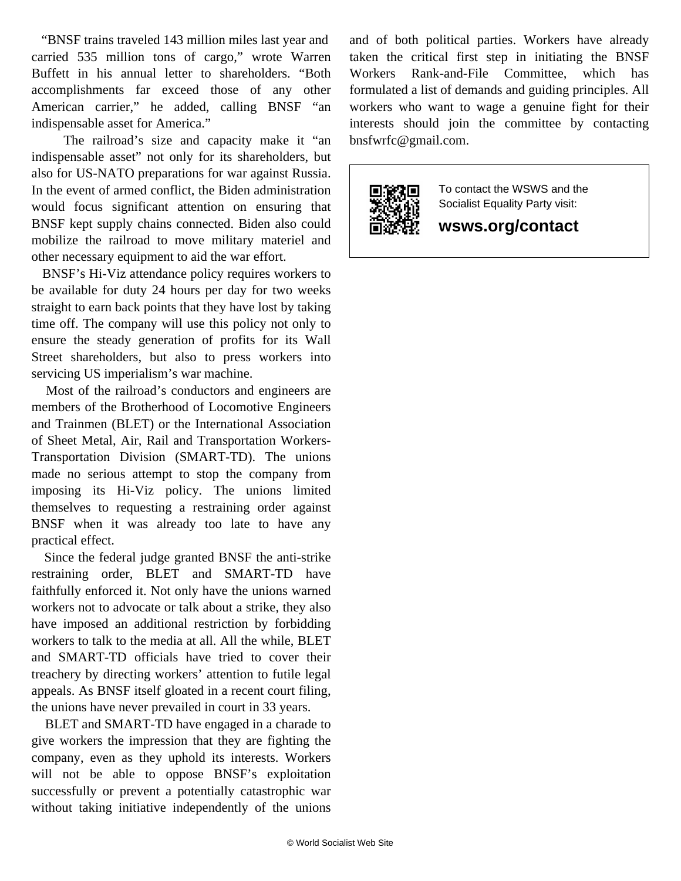"BNSF trains traveled 143 million miles last year and carried 535 million tons of cargo," wrote Warren Buffett in his annual letter to shareholders. "Both accomplishments far exceed those of any other American carrier," he added, calling BNSF "an indispensable asset for America."

The railroad's size and capacity make it "an indispensable asset" not only for its shareholders, but also for US-NATO preparations for war against Russia. In the event of armed conflict, the Biden administration would focus significant attention on ensuring that BNSF kept supply chains connected. Biden also could mobilize the railroad to move military materiel and other necessary equipment to aid the war effort.

BNSF's Hi-Viz attendance policy requires workers to be available for duty 24 hours per day for two weeks straight to earn back points that they have lost by taking time off. The company will use this policy not only to ensure the steady generation of profits for its Wall Street shareholders, but also to press workers into servicing US imperialism's war machine.

Most of the railroad's conductors and engineers are members of the Brotherhood of Locomotive Engineers and Trainmen (BLET) or the International Association of Sheet Metal, Air, Rail and Transportation Workers-Transportation Division (SMART-TD). The unions made no serious attempt to stop the company from imposing its Hi-Viz policy. The unions limited themselves to requesting a restraining order against BNSF when it was already too late to have any practical effect.

Since the federal judge granted BNSF the anti-strike restraining order, BLET and SMART-TD have faithfully enforced it. Not only have the unions warned workers not to advocate or talk about a strike, they also have imposed an additional restriction by forbidding workers to talk to the media at all. All the while, BLET and SMART-TD officials have tried to cover their treachery by directing workers' attention to futile legal appeals. As BNSF itself gloated in a recent court filing, the unions have never prevailed in court in 33 years.

BLET and SMART-TD have engaged in a charade to give workers the impression that they are fighting the company, even as they uphold its interests. Workers will not be able to oppose BNSF's exploitation successfully or prevent a potentially catastrophic war without taking initiative independently of the unions and of both political parties. Workers have already taken the critical first step in initiating the BNSF Workers Rank-and-File Committee, which has formulated a list of demands and guiding principles. All workers who want to wage a genuine fight for their interests should join the committee by contacting bnsfwrfc@gmail.com.

To contact the WSWS and the Socialist Equality Party visit:

**wsws.org/contact**